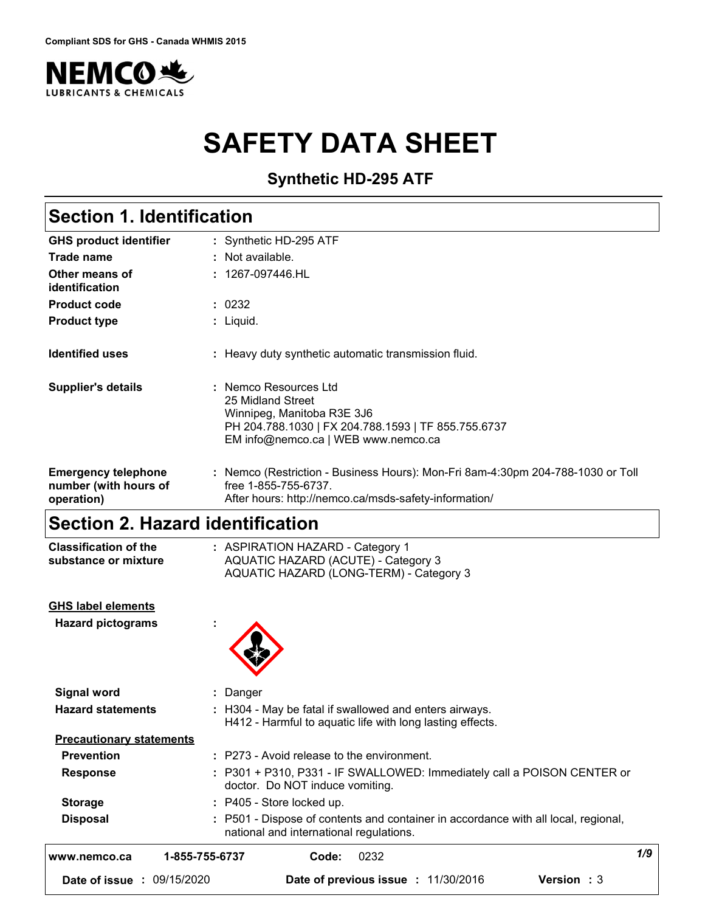Compliant SDS for GHS - Canada WHMIS 2015

NEMCO LUBRICANTS & CHEMICALS

# SAFETY DATA SHEET

### Synthetic HD-295 ATF

## Section 1. Identification

| | |
|---|---|
| **GHS product identifier** | : Synthetic HD-295 ATF |
| **Trade name** | : Not available. |
| **Other means of identification** | : 1267-097446.HL |
| **Product code** | : 0232 |
| **Product type** | : Liquid. |
| **Identified uses** | : Heavy duty synthetic automatic transmission fluid. |
| **Supplier's details** | : Nemco Resources Ltd<br>25 Midland Street<br>Winnipeg, Manitoba R3E 3J6<br>PH 204.788.1030 \| FX 204.788.1593 \| TF 855.755.6737<br>EM info@nemco.ca \| WEB www.nemco.ca |
| **Emergency telephone number (with hours of operation)** | : Nemco (Restriction - Business Hours): Mon-Fri 8am-4:30pm 204-788-1030 or Toll free 1-855-755-6737.<br>After hours: http://nemco.ca/msds-safety-information/ |

## Section 2. Hazard identification

| | |
|---|---|
| **Classification of the substance or mixture** | : ASPIRATION HAZARD - Category 1<br>AQUATIC HAZARD (ACUTE) - Category 3<br>AQUATIC HAZARD (LONG-TERM) - Category 3 |

**GHS label elements**

| | |
|---|---|
| **Hazard pictograms** | : |
| **Signal word** | : Danger |
| **Hazard statements** | : H304 - May be fatal if swallowed and enters airways.<br>H412 - Harmful to aquatic life with long lasting effects. |

**Precautionary statements**

| | |
|---|---|
| **Prevention** | : P273 - Avoid release to the environment. |
| **Response** | : P301 + P310, P331 - IF SWALLOWED: Immediately call a POISON CENTER or doctor. Do NOT induce vomiting. |
| **Storage** | : P405 - Store locked up. |
| **Disposal** | : P501 - Dispose of contents and container in accordance with all local, regional, national and international regulations. |

www.nemco.ca 1-855-755-6737 Code: 0232

Date of issue : 09/15/2020 Date of previous issue : 11/30/2016 Version : 3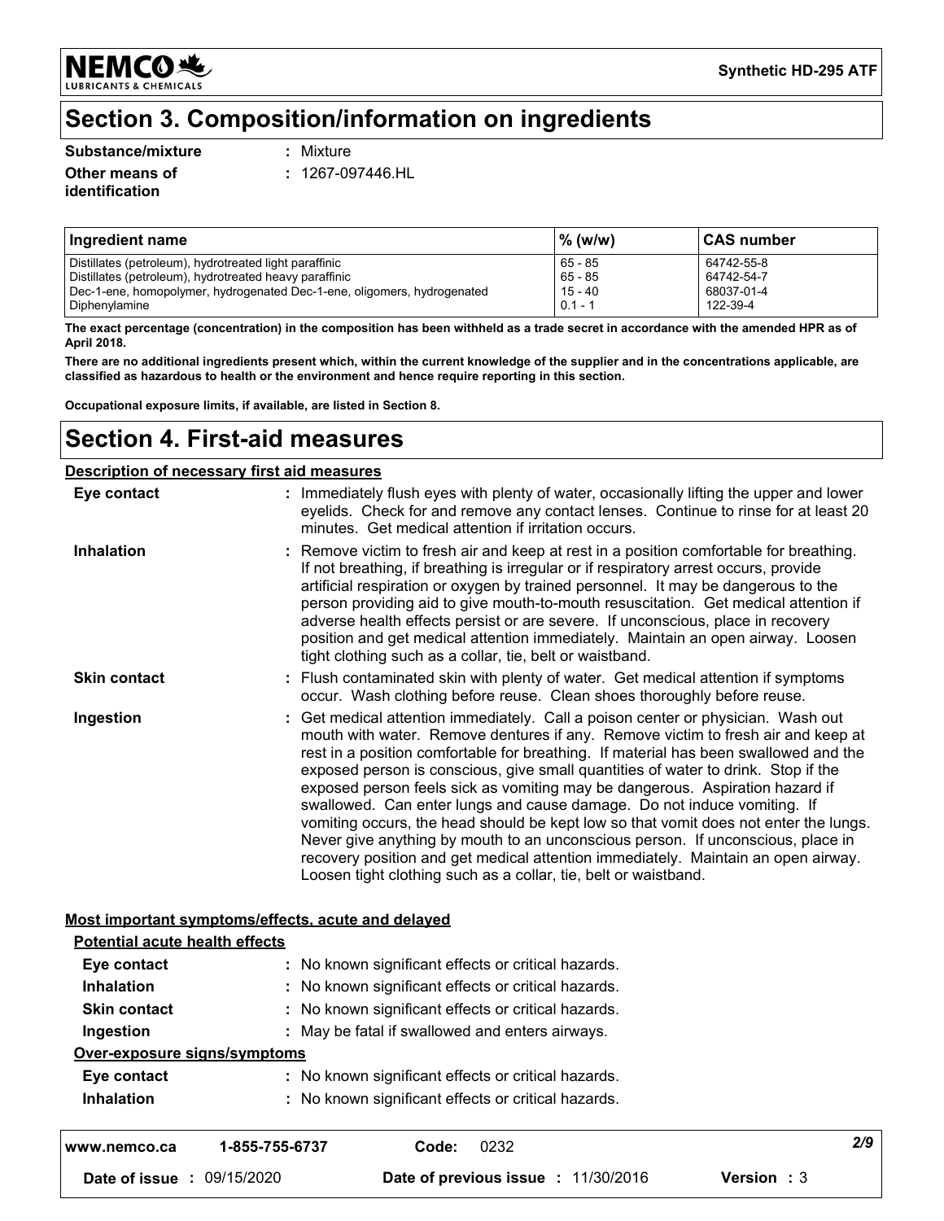## Section 3. Composition/information on ingredients

**Substance/mixture** : Mixture

**Other means of identification** : 1267-097446.HL

| Ingredient name | % (w/w) | CAS number |
|---|---|---|
| Distillates (petroleum), hydrotreated light paraffinic | 65 - 85 | 64742-55-8 |
| Distillates (petroleum), hydrotreated heavy paraffinic | 65 - 85 | 64742-54-7 |
| Dec-1-ene, homopolymer, hydrogenated Dec-1-ene, oligomers, hydrogenated | 15 - 40 | 68037-01-4 |
| Diphenylamine | 0.1 - 1 | 122-39-4 |

**The exact percentage (concentration) in the composition has been withheld as a trade secret in accordance with the amended HPR as of April 2018.**

**There are no additional ingredients present which, within the current knowledge of the supplier and in the concentrations applicable, are classified as hazardous to health or the environment and hence require reporting in this section.**

**Occupational exposure limits, if available, are listed in Section 8.**

## Section 4. First-aid measures

**Description of necessary first aid measures**

**Eye contact** : Immediately flush eyes with plenty of water, occasionally lifting the upper and lower eyelids. Check for and remove any contact lenses. Continue to rinse for at least 20 minutes. Get medical attention if irritation occurs.

**Inhalation** : Remove victim to fresh air and keep at rest in a position comfortable for breathing. If not breathing, if breathing is irregular or if respiratory arrest occurs, provide artificial respiration or oxygen by trained personnel. It may be dangerous to the person providing aid to give mouth-to-mouth resuscitation. Get medical attention if adverse health effects persist or are severe. If unconscious, place in recovery position and get medical attention immediately. Maintain an open airway. Loosen tight clothing such as a collar, tie, belt or waistband.

**Skin contact** : Flush contaminated skin with plenty of water. Get medical attention if symptoms occur. Wash clothing before reuse. Clean shoes thoroughly before reuse.

**Ingestion** : Get medical attention immediately. Call a poison center or physician. Wash out mouth with water. Remove dentures if any. Remove victim to fresh air and keep at rest in a position comfortable for breathing. If material has been swallowed and the exposed person is conscious, give small quantities of water to drink. Stop if the exposed person feels sick as vomiting may be dangerous. Aspiration hazard if swallowed. Can enter lungs and cause damage. Do not induce vomiting. If vomiting occurs, the head should be kept low so that vomit does not enter the lungs. Never give anything by mouth to an unconscious person. If unconscious, place in recovery position and get medical attention immediately. Maintain an open airway. Loosen tight clothing such as a collar, tie, belt or waistband.

**Most important symptoms/effects, acute and delayed**

**Potential acute health effects**

**Eye contact** : No known significant effects or critical hazards.

**Inhalation** : No known significant effects or critical hazards.

**Skin contact** : No known significant effects or critical hazards.

**Ingestion** : May be fatal if swallowed and enters airways.

**Over-exposure signs/symptoms**

**Eye contact** : No known significant effects or critical hazards.

**Inhalation** : No known significant effects or critical hazards.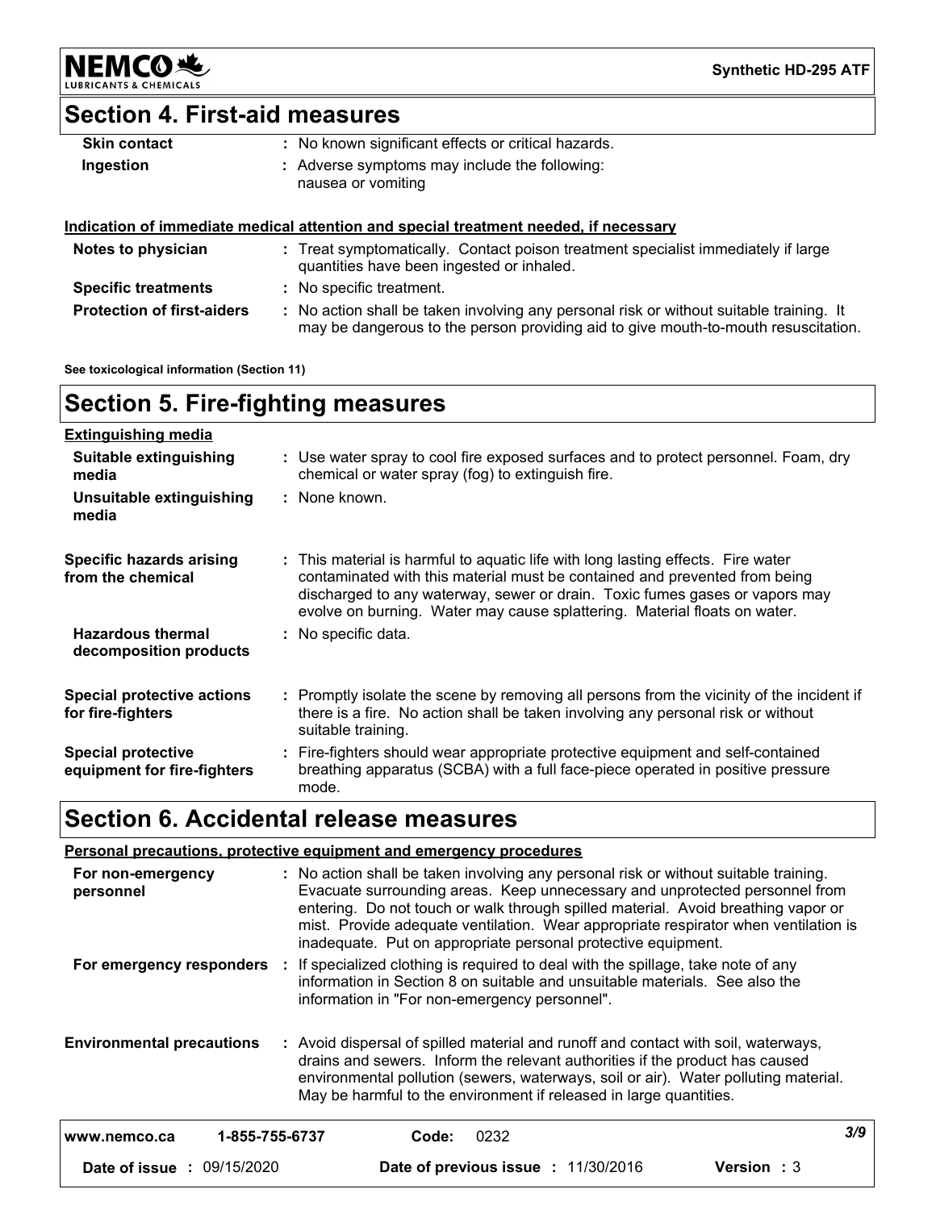## Section 4. First-aid measures

| | |
|---|---|
| **Skin contact** | : No known significant effects or critical hazards. |
| **Ingestion** | : Adverse symptoms may include the following: nausea or vomiting |

**Indication of immediate medical attention and special treatment needed, if necessary**

| | |
|---|---|
| **Notes to physician** | : Treat symptomatically. Contact poison treatment specialist immediately if large quantities have been ingested or inhaled. |
| **Specific treatments** | : No specific treatment. |
| **Protection of first-aiders** | : No action shall be taken involving any personal risk or without suitable training. It may be dangerous to the person providing aid to give mouth-to-mouth resuscitation. |

**See toxicological information (Section 11)**

## Section 5. Fire-fighting measures

**Extinguishing media**

| | |
|---|---|
| **Suitable extinguishing media** | : Use water spray to cool fire exposed surfaces and to protect personnel. Foam, dry chemical or water spray (fog) to extinguish fire. |
| **Unsuitable extinguishing media** | : None known. |
| **Specific hazards arising from the chemical** | : This material is harmful to aquatic life with long lasting effects. Fire water contaminated with this material must be contained and prevented from being discharged to any waterway, sewer or drain. Toxic fumes gases or vapors may evolve on burning. Water may cause splattering. Material floats on water. |
| **Hazardous thermal decomposition products** | : No specific data. |
| **Special protective actions for fire-fighters** | : Promptly isolate the scene by removing all persons from the vicinity of the incident if there is a fire. No action shall be taken involving any personal risk or without suitable training. |
| **Special protective equipment for fire-fighters** | : Fire-fighters should wear appropriate protective equipment and self-contained breathing apparatus (SCBA) with a full face-piece operated in positive pressure mode. |

## Section 6. Accidental release measures

**Personal precautions, protective equipment and emergency procedures**

| | |
|---|---|
| **For non-emergency personnel** | : No action shall be taken involving any personal risk or without suitable training. Evacuate surrounding areas. Keep unnecessary and unprotected personnel from entering. Do not touch or walk through spilled material. Avoid breathing vapor or mist. Provide adequate ventilation. Wear appropriate respirator when ventilation is inadequate. Put on appropriate personal protective equipment. |
| **For emergency responders** | : If specialized clothing is required to deal with the spillage, take note of any information in Section 8 on suitable and unsuitable materials. See also the information in "For non-emergency personnel". |
| **Environmental precautions** | : Avoid dispersal of spilled material and runoff and contact with soil, waterways, drains and sewers. Inform the relevant authorities if the product has caused environmental pollution (sewers, waterways, soil or air). Water polluting material. May be harmful to the environment if released in large quantities. |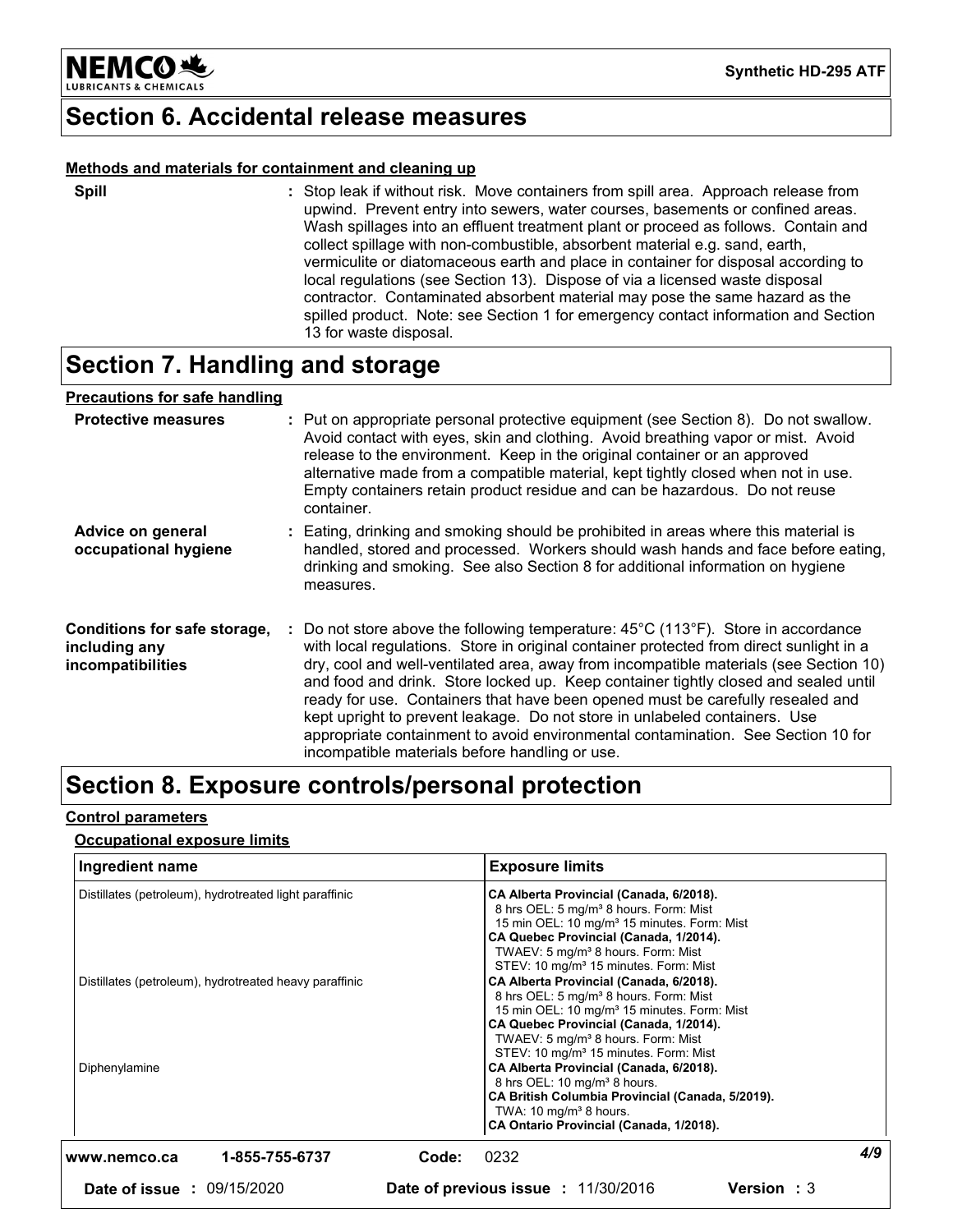## Section 6. Accidental release measures

**Methods and materials for containment and cleaning up**

**Spill** : Stop leak if without risk. Move containers from spill area. Approach release from upwind. Prevent entry into sewers, water courses, basements or confined areas. Wash spillages into an effluent treatment plant or proceed as follows. Contain and collect spillage with non-combustible, absorbent material e.g. sand, earth, vermiculite or diatomaceous earth and place in container for disposal according to local regulations (see Section 13). Dispose of via a licensed waste disposal contractor. Contaminated absorbent material may pose the same hazard as the spilled product. Note: see Section 1 for emergency contact information and Section 13 for waste disposal.

## Section 7. Handling and storage

**Precautions for safe handling**

**Protective measures** : Put on appropriate personal protective equipment (see Section 8). Do not swallow. Avoid contact with eyes, skin and clothing. Avoid breathing vapor or mist. Avoid release to the environment. Keep in the original container or an approved alternative made from a compatible material, kept tightly closed when not in use. Empty containers retain product residue and can be hazardous. Do not reuse container.

**Advice on general occupational hygiene** : Eating, drinking and smoking should be prohibited in areas where this material is handled, stored and processed. Workers should wash hands and face before eating, drinking and smoking. See also Section 8 for additional information on hygiene measures.

**Conditions for safe storage, including any incompatibilities** : Do not store above the following temperature: 45°C (113°F). Store in accordance with local regulations. Store in original container protected from direct sunlight in a dry, cool and well-ventilated area, away from incompatible materials (see Section 10) and food and drink. Store locked up. Keep container tightly closed and sealed until ready for use. Containers that have been opened must be carefully resealed and kept upright to prevent leakage. Do not store in unlabeled containers. Use appropriate containment to avoid environmental contamination. See Section 10 for incompatible materials before handling or use.

## Section 8. Exposure controls/personal protection

**Control parameters**

**Occupational exposure limits**

| Ingredient name | Exposure limits |
|---|---|
| Distillates (petroleum), hydrotreated light paraffinic | **CA Alberta Provincial (Canada, 6/2018).**<br>8 hrs OEL: 5 mg/m³ 8 hours. Form: Mist<br>15 min OEL: 10 mg/m³ 15 minutes. Form: Mist<br>**CA Quebec Provincial (Canada, 1/2014).**<br>TWAEV: 5 mg/m³ 8 hours. Form: Mist<br>STEV: 10 mg/m³ 15 minutes. Form: Mist |
| Distillates (petroleum), hydrotreated heavy paraffinic | **CA Alberta Provincial (Canada, 6/2018).**<br>8 hrs OEL: 5 mg/m³ 8 hours. Form: Mist<br>15 min OEL: 10 mg/m³ 15 minutes. Form: Mist<br>**CA Quebec Provincial (Canada, 1/2014).**<br>TWAEV: 5 mg/m³ 8 hours. Form: Mist<br>STEV: 10 mg/m³ 15 minutes. Form: Mist |
| Diphenylamine | **CA Alberta Provincial (Canada, 6/2018).**<br>8 hrs OEL: 10 mg/m³ 8 hours.<br>**CA British Columbia Provincial (Canada, 5/2019).**<br>TWA: 10 mg/m³ 8 hours.<br>**CA Ontario Provincial (Canada, 1/2018).** |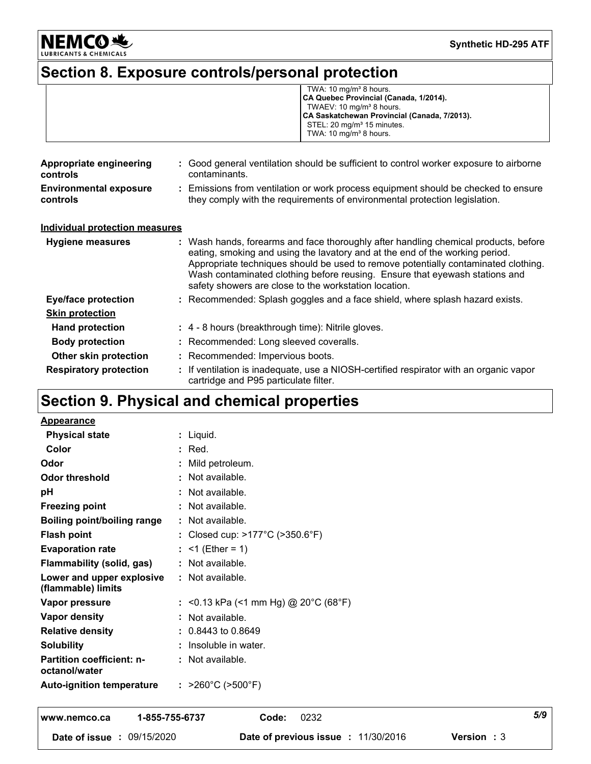## Section 8. Exposure controls/personal protection

| | |
|---|---|
| | TWA: 10 mg/m³ 8 hours.<br>**CA Quebec Provincial (Canada, 1/2014).**<br>TWAEV: 10 mg/m³ 8 hours.<br>**CA Saskatchewan Provincial (Canada, 7/2013).**<br>STEL: 20 mg/m³ 15 minutes.<br>TWA: 10 mg/m³ 8 hours. |

**Appropriate engineering controls** : Good general ventilation should be sufficient to control worker exposure to airborne contaminants.

**Environmental exposure controls** : Emissions from ventilation or work process equipment should be checked to ensure they comply with the requirements of environmental protection legislation.

**Individual protection measures**

**Hygiene measures** : Wash hands, forearms and face thoroughly after handling chemical products, before eating, smoking and using the lavatory and at the end of the working period. Appropriate techniques should be used to remove potentially contaminated clothing. Wash contaminated clothing before reusing. Ensure that eyewash stations and safety showers are close to the workstation location.

**Eye/face protection** : Recommended: Splash goggles and a face shield, where splash hazard exists.

**Skin protection**

**Hand protection** : 4 - 8 hours (breakthrough time): Nitrile gloves.

**Body protection** : Recommended: Long sleeved coveralls.

**Other skin protection** : Recommended: Impervious boots.

**Respiratory protection** : If ventilation is inadequate, use a NIOSH-certified respirator with an organic vapor cartridge and P95 particulate filter.

## Section 9. Physical and chemical properties

**Appearance**

**Physical state** : Liquid.

**Color** : Red.

**Odor** : Mild petroleum.

**Odor threshold** : Not available.

**pH** : Not available.

**Freezing point** : Not available.

**Boiling point/boiling range** : Not available.

**Flash point** : Closed cup: >177°C (>350.6°F)

**Evaporation rate** : <1 (Ether = 1)

**Flammability (solid, gas)** : Not available.

**Lower and upper explosive (flammable) limits** : Not available.

**Vapor pressure** : <0.13 kPa (<1 mm Hg) @ 20°C (68°F)

**Vapor density** : Not available.

**Relative density** : 0.8443 to 0.8649

**Solubility** : Insoluble in water.

**Partition coefficient: n-octanol/water** : Not available.

**Auto-ignition temperature** : >260°C (>500°F)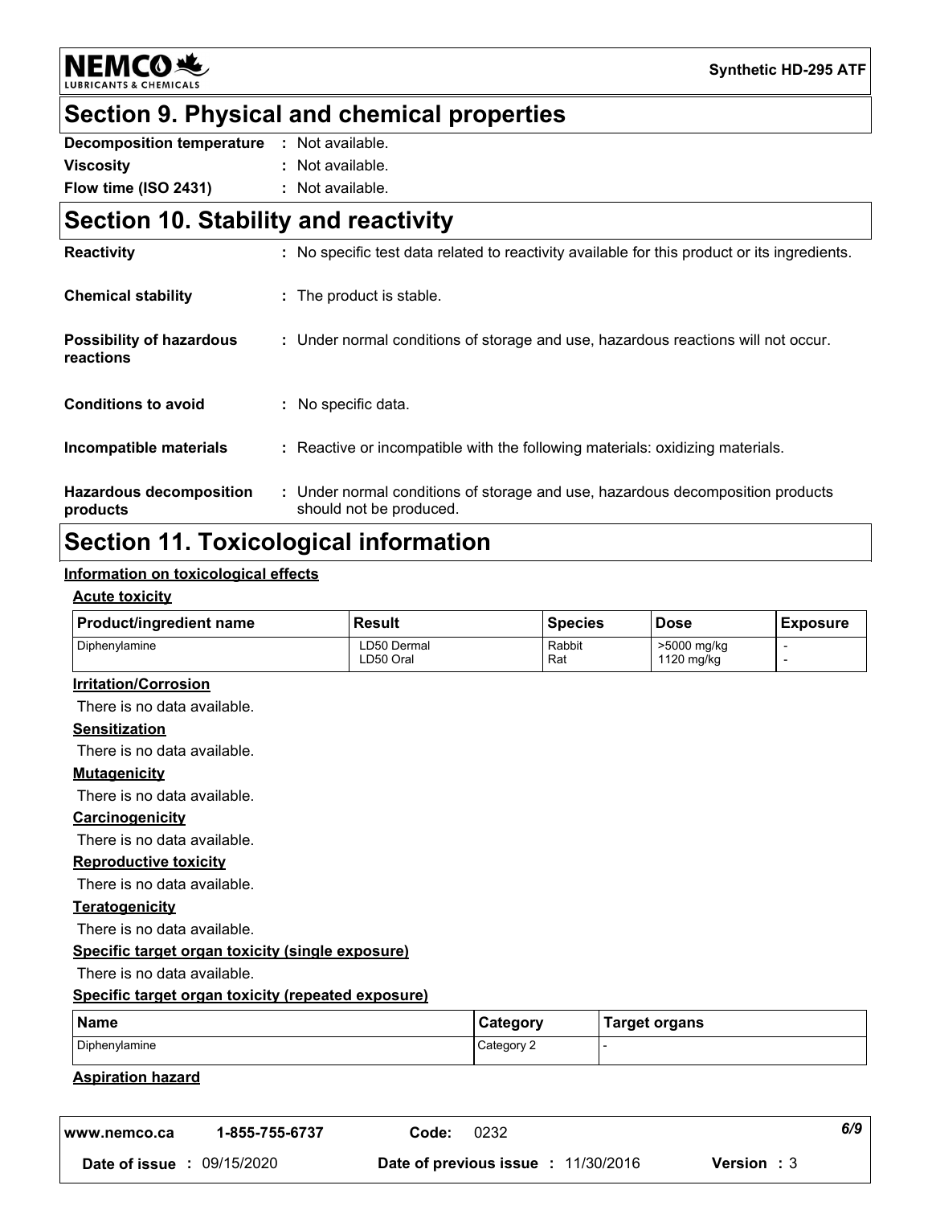## Section 9. Physical and chemical properties

**Decomposition temperature** : Not available.

**Viscosity** : Not available.

**Flow time (ISO 2431)** : Not available.

## Section 10. Stability and reactivity

**Reactivity** : No specific test data related to reactivity available for this product or its ingredients.

**Chemical stability** : The product is stable.

**Possibility of hazardous reactions** : Under normal conditions of storage and use, hazardous reactions will not occur.

**Conditions to avoid** : No specific data.

**Incompatible materials** : Reactive or incompatible with the following materials: oxidizing materials.

**Hazardous decomposition products** : Under normal conditions of storage and use, hazardous decomposition products should not be produced.

## Section 11. Toxicological information

### Information on toxicological effects

#### Acute toxicity

| Product/ingredient name | Result | Species | Dose | Exposure |
|---|---|---|---|---|
| Diphenylamine | LD50 Dermal<br>LD50 Oral | Rabbit<br>Rat | >5000 mg/kg<br>1120 mg/kg | -<br>- |

#### Irritation/Corrosion

There is no data available.

#### Sensitization

There is no data available.

#### Mutagenicity

There is no data available.

#### Carcinogenicity

There is no data available.

#### Reproductive toxicity

There is no data available.

#### Teratogenicity

There is no data available.

#### Specific target organ toxicity (single exposure)

There is no data available.

#### Specific target organ toxicity (repeated exposure)

| Name | Category | Target organs |
|---|---|---|
| Diphenylamine | Category 2 | - |

#### Aspiration hazard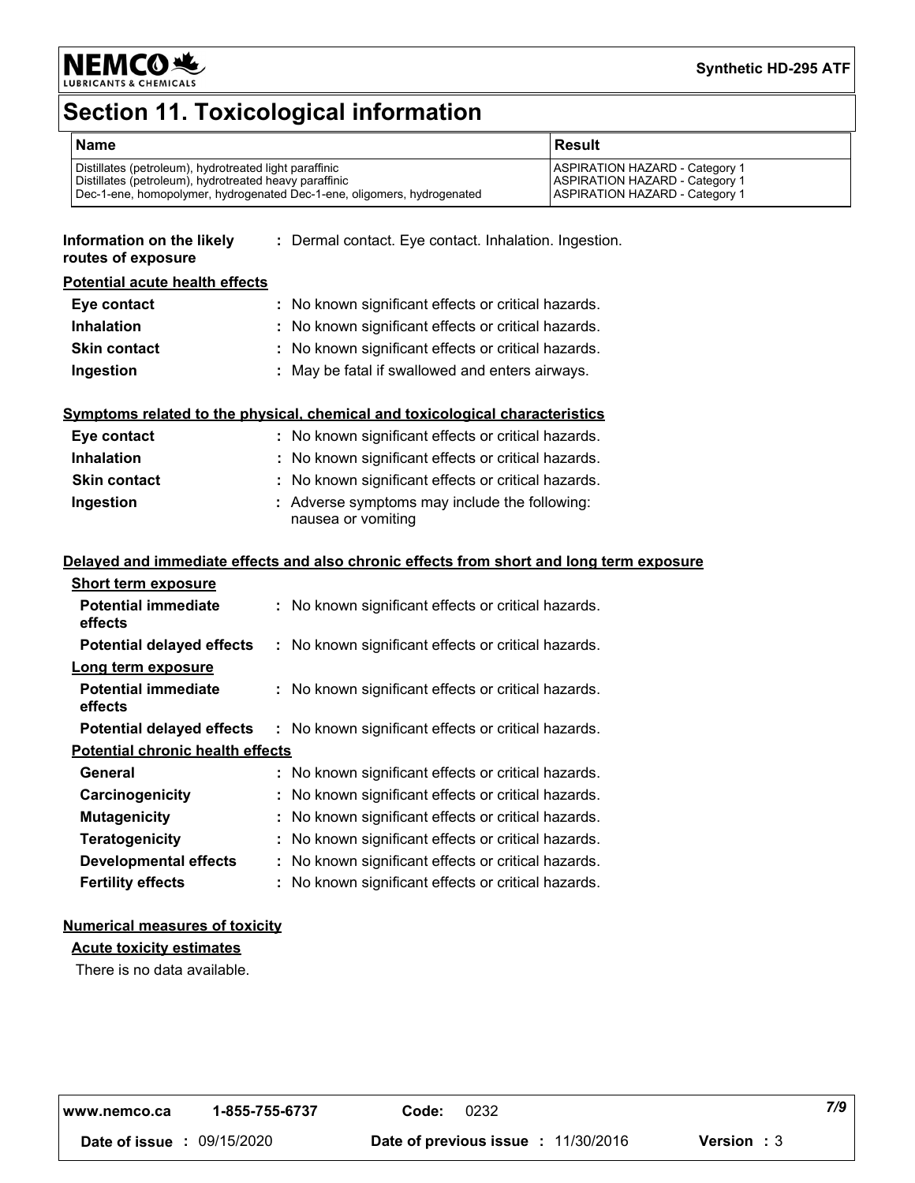# Section 11. Toxicological information

| Name | Result |
| --- | --- |
| Distillates (petroleum), hydrotreated light paraffinic | ASPIRATION HAZARD - Category 1 |
| Distillates (petroleum), hydrotreated heavy paraffinic | ASPIRATION HAZARD - Category 1 |
| Dec-1-ene, homopolymer, hydrogenated Dec-1-ene, oligomers, hydrogenated | ASPIRATION HAZARD - Category 1 |

**Information on the likely routes of exposure** : Dermal contact. Eye contact. Inhalation. Ingestion.

**Potential acute health effects**

**Eye contact** : No known significant effects or critical hazards.
**Inhalation** : No known significant effects or critical hazards.
**Skin contact** : No known significant effects or critical hazards.
**Ingestion** : May be fatal if swallowed and enters airways.

**Symptoms related to the physical, chemical and toxicological characteristics**

**Eye contact** : No known significant effects or critical hazards.
**Inhalation** : No known significant effects or critical hazards.
**Skin contact** : No known significant effects or critical hazards.
**Ingestion** : Adverse symptoms may include the following:
nausea or vomiting

**Delayed and immediate effects and also chronic effects from short and long term exposure**

**Short term exposure**

**Potential immediate effects** : No known significant effects or critical hazards.
**Potential delayed effects** : No known significant effects or critical hazards.

**Long term exposure**

**Potential immediate effects** : No known significant effects or critical hazards.
**Potential delayed effects** : No known significant effects or critical hazards.

**Potential chronic health effects**

**General** : No known significant effects or critical hazards.
**Carcinogenicity** : No known significant effects or critical hazards.
**Mutagenicity** : No known significant effects or critical hazards.
**Teratogenicity** : No known significant effects or critical hazards.
**Developmental effects** : No known significant effects or critical hazards.
**Fertility effects** : No known significant effects or critical hazards.

**Numerical measures of toxicity**

**Acute toxicity estimates**

There is no data available.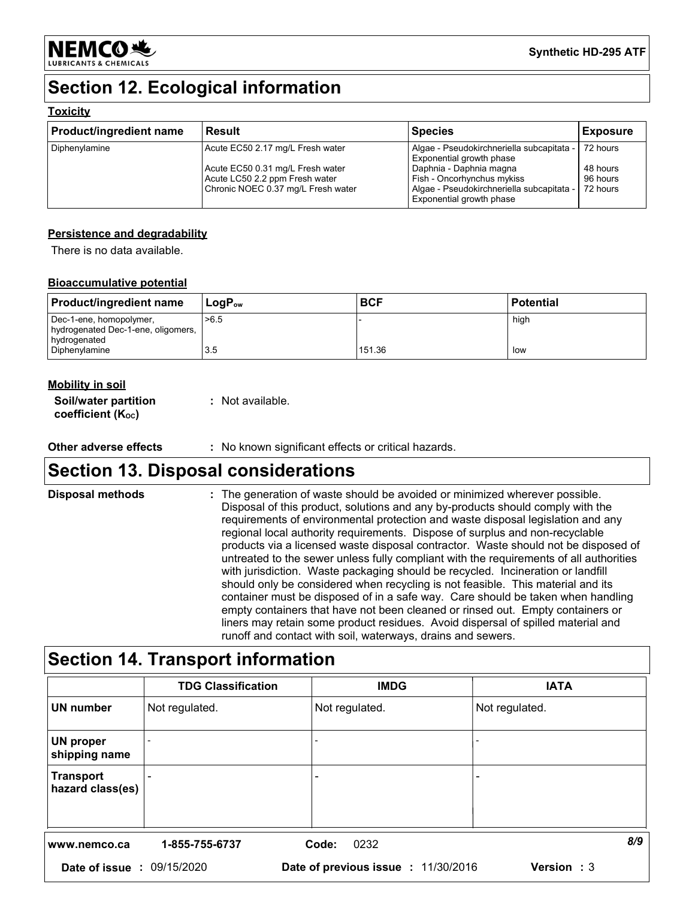## Section 12. Ecological information

**Toxicity**

| Product/ingredient name | Result | Species | Exposure |
|---|---|---|---|
| Diphenylamine | Acute EC50 2.17 mg/L Fresh water | Algae - Pseudokirchneriella subcapitata - Exponential growth phase | 72 hours |
| | Acute EC50 0.31 mg/L Fresh water | Daphnia - Daphnia magna | 48 hours |
| | Acute LC50 2.2 ppm Fresh water | Fish - Oncorhynchus mykiss | 96 hours |
| | Chronic NOEC 0.37 mg/L Fresh water | Algae - Pseudokirchneriella subcapitata - Exponential growth phase | 72 hours |

**Persistence and degradability**

There is no data available.

**Bioaccumulative potential**

| Product/ingredient name | $LogP_{ow}$ | BCF | Potential |
|---|---|---|---|
| Dec-1-ene, homopolymer, hydrogenated Dec-1-ene, oligomers, hydrogenated | >6.5 | - | high |
| Diphenylamine | 3.5 | 151.36 | low |

**Mobility in soil**

**Soil/water partition coefficient ($K_{OC}$)** : Not available.

**Other adverse effects** : No known significant effects or critical hazards.

## Section 13. Disposal considerations

**Disposal methods** : The generation of waste should be avoided or minimized wherever possible. Disposal of this product, solutions and any by-products should comply with the requirements of environmental protection and waste disposal legislation and any regional local authority requirements. Dispose of surplus and non-recyclable products via a licensed waste disposal contractor. Waste should not be disposed of untreated to the sewer unless fully compliant with the requirements of all authorities with jurisdiction. Waste packaging should be recycled. Incineration or landfill should only be considered when recycling is not feasible. This material and its container must be disposed of in a safe way. Care should be taken when handling empty containers that have not been cleaned or rinsed out. Empty containers or liners may retain some product residues. Avoid dispersal of spilled material and runoff and contact with soil, waterways, drains and sewers.

## Section 14. Transport information

| | TDG Classification | IMDG | IATA |
|---|---|---|---|
| **UN number** | Not regulated. | Not regulated. | Not regulated. |
| **UN proper shipping name** | - | - | - |
| **Transport hazard class(es)** | - | - | - |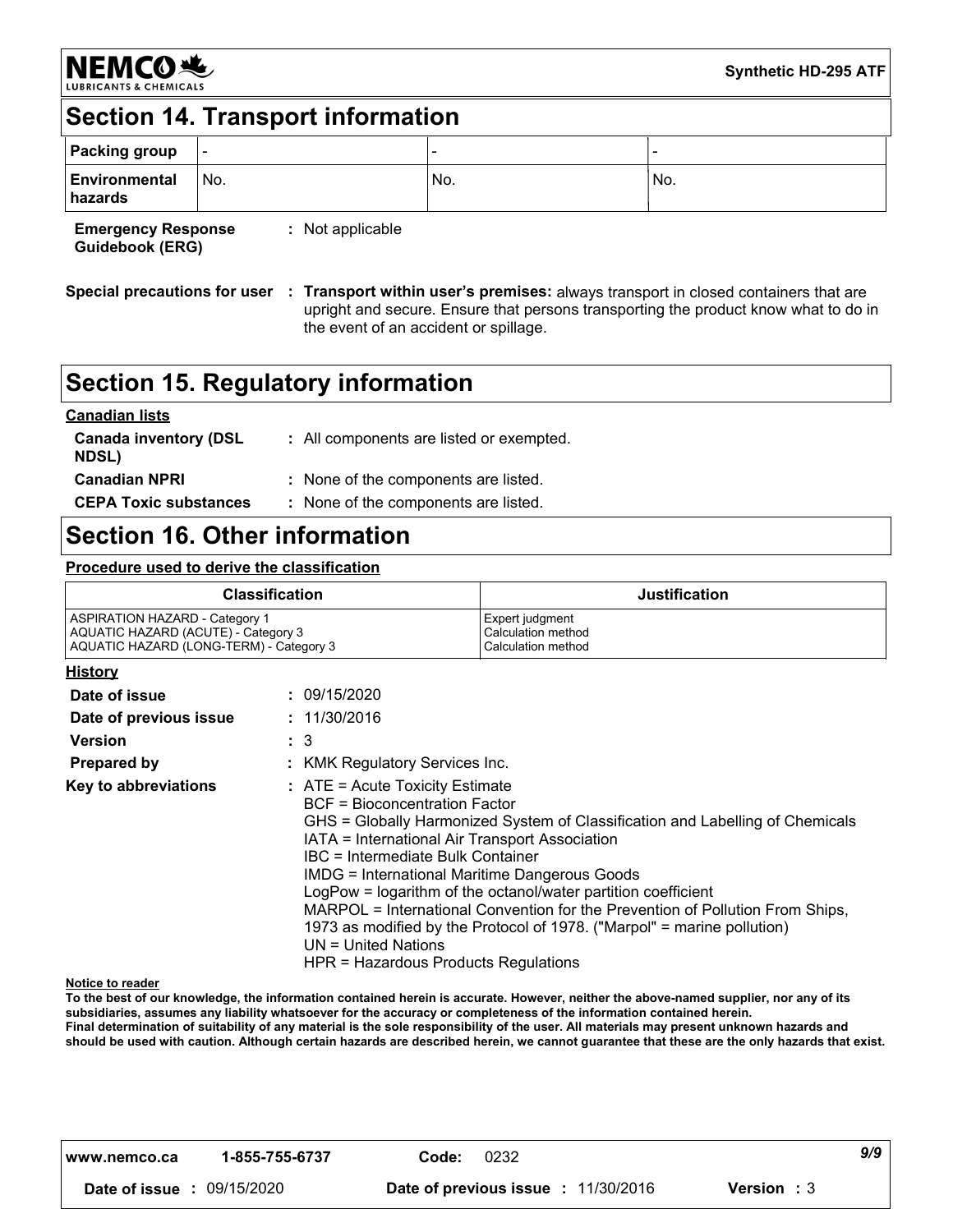## Section 14. Transport information

| | | | |
|---|---|---|---|
| **Packing group** | - | - | - |
| **Environmental hazards** | No. | No. | No. |

**Emergency Response Guidebook (ERG)** : Not applicable

**Special precautions for user** : **Transport within user's premises:** always transport in closed containers that are upright and secure. Ensure that persons transporting the product know what to do in the event of an accident or spillage.

## Section 15. Regulatory information

**Canadian lists**

**Canada inventory (DSL NDSL)** : All components are listed or exempted.

**Canadian NPRI** : None of the components are listed.

**CEPA Toxic substances** : None of the components are listed.

## Section 16. Other information

**Procedure used to derive the classification**

| Classification | Justification |
|---|---|
| ASPIRATION HAZARD - Category 1<br>AQUATIC HAZARD (ACUTE) - Category 3<br>AQUATIC HAZARD (LONG-TERM) - Category 3 | Expert judgment<br>Calculation method<br>Calculation method |

**History**

**Date of issue** : 09/15/2020

**Date of previous issue** : 11/30/2016

**Version** : 3

**Prepared by** : KMK Regulatory Services Inc.

**Key to abbreviations** : ATE = Acute Toxicity Estimate
BCF = Bioconcentration Factor
GHS = Globally Harmonized System of Classification and Labelling of Chemicals
IATA = International Air Transport Association
IBC = Intermediate Bulk Container
IMDG = International Maritime Dangerous Goods
LogPow = logarithm of the octanol/water partition coefficient
MARPOL = International Convention for the Prevention of Pollution From Ships, 1973 as modified by the Protocol of 1978. ("Marpol" = marine pollution)
UN = United Nations
HPR = Hazardous Products Regulations

**Notice to reader**

**To the best of our knowledge, the information contained herein is accurate. However, neither the above-named supplier, nor any of its subsidiaries, assumes any liability whatsoever for the accuracy or completeness of the information contained herein.**
**Final determination of suitability of any material is the sole responsibility of the user. All materials may present unknown hazards and should be used with caution. Although certain hazards are described herein, we cannot guarantee that these are the only hazards that exist.**